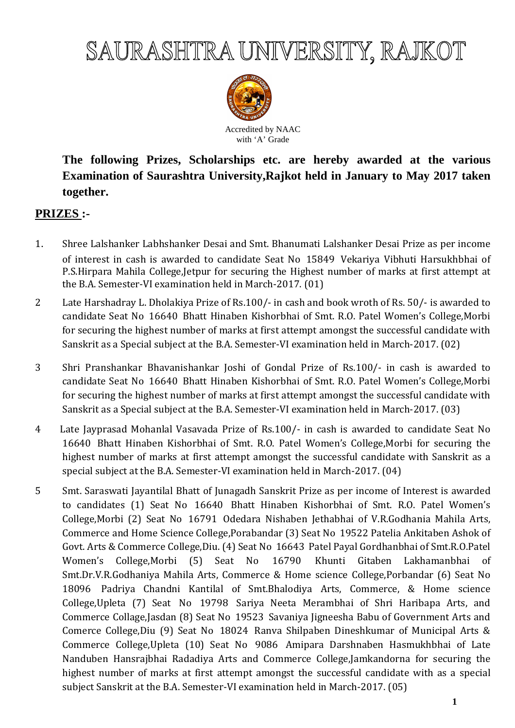# SAURASHTRA UNIVERSITY, RAJKOT

Accredited by NAAC with 'A' Grade

**The following Prizes, Scholarships etc. are hereby awarded at the various Examination of Saurashtra University,Rajkot held in January to May 2017 taken together.**

## PRIZES :-

1. Shree Lalshanker Labhshanker Desai and Smt. Bhanumati Lalshanker Desai Prize as per income of interest in cash is awarded to candidate Seat No 15849 Vekariya Vibhuti Harsukhbhai of P.S.Hirpara Mahila College,Jetpur for securing the Highest number of marks at first attempt at the B.A. Semester-VI examination held in March-2017. (01)

2. Late Harshadray L. Dholakiya Prize of Rs.100/- in cash and book wroth of Rs. 50/- is awarded to candidate Seat No 16640 Bhatt Hinaben Kishorbhai of Smt. R.O. Patel Women's College,Morbi for securing the highest number of marks at first attempt amongst the successful candidate with Sanskrit as a Special subject at the B.A. Semester-VI examination held in March-2017. (02)

3. Shri Pranshankar Bhavanishankar Joshi of Gondal Prize of Rs.100/- in cash is awarded to candidate Seat No 16640 Bhatt Hinaben Kishorbhai of Smt. R.O. Patel Women's College,Morbi for securing the highest number of marks at first attempt amongst the successful candidate with Sanskrit as a Special subject at the B.A. Semester-VI examination held in March-2017. (03)

4. Late Jayprasad Mohanlal Vasavada Prize of Rs.100/- in cash is awarded to candidate Seat No 16640 Bhatt Hinaben Kishorbhai of Smt. R.O. Patel Women's College,Morbi for securing the highest number of marks at first attempt amongst the successful candidate with Sanskrit as a special subject at the B.A. Semester-VI examination held in March-2017. (04)

5. Smt. Saraswati Jayantilal Bhatt of Junagadh Sanskrit Prize as per income of Interest is awarded to candidates (1) Seat No 16640 Bhatt Hinaben Kishorbhai of Smt. R.O. Patel Women's College,Morbi (2) Seat No 16791 Odedara Nishaben Jethabhai of V.R.Godhania Mahila Arts, Commerce and Home Science College,Porabandar (3) Seat No 19522 Patelia Ankitaben Ashok of Govt. Arts & Commerce College,Diu. (4) Seat No 16643 Patel Payal Gordhanbhai of Smt.R.O.Patel Women's College,Morbi (5) Seat No 16790 Khunti Gitaben Lakhamanbhai of Smt.Dr.V.R.Godhaniya Mahila Arts, Commerce & Home science College,Porbandar (6) Seat No 18096 Padriya Chandni Kantilal of Smt.Bhalodiya Arts, Commerce, & Home science College,Upleta (7) Seat No 19798 Sariya Neeta Merambhai of Shri Haribapa Arts, and Commerce Collage,Jasdan (8) Seat No 19523 Savaniya Jigneesha Babu of Government Arts and Comerce College,Diu (9) Seat No 18024 Ranva Shilpaben Dineshkumar of Municipal Arts & Commerce College,Upleta (10) Seat No 9086 Amipara Darshnaben Hasmukhbhai of Late Nanduben Hansrajbhai Radadiya Arts and Commerce College,Jamkandorna for securing the highest number of marks at first attempt amongst the successful candidate with as a special subject Sanskrit at the B.A. Semester-VI examination held in March-2017. (05)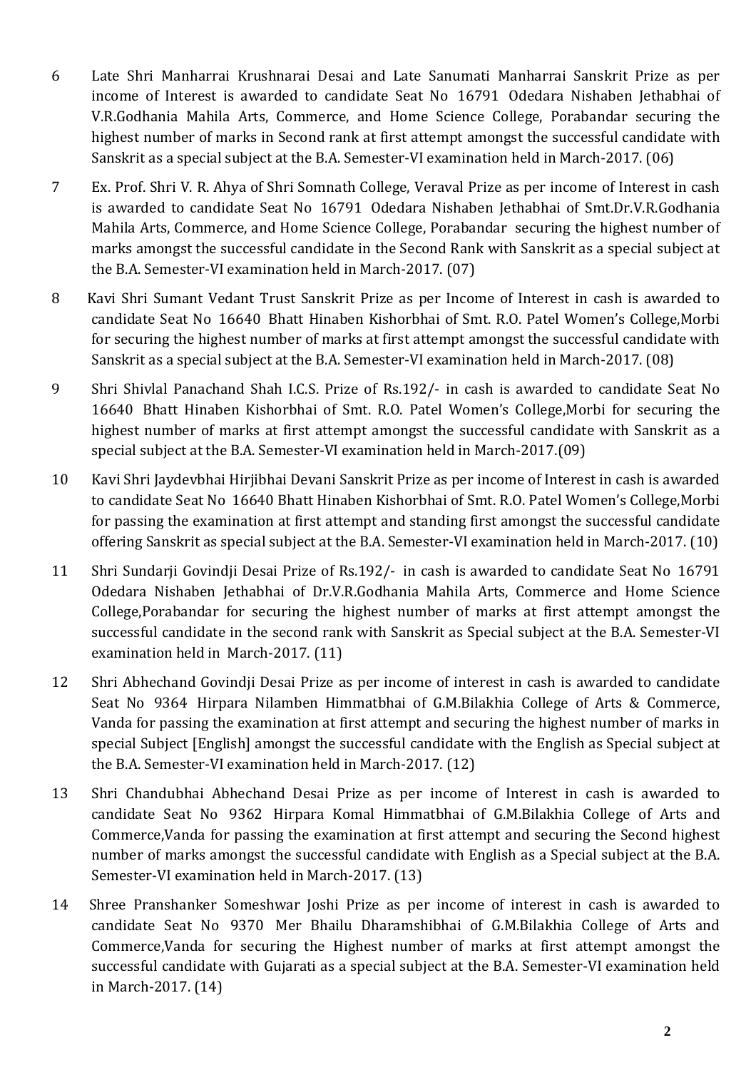6 Late Shri Manharrai Krushnarai Desai and Late Sanumati Manharrai Sanskrit Prize as per income of Interest is awarded to candidate Seat No 16791 Odedara Nishaben Jethabhai of V.R.Godhania Mahila Arts, Commerce, and Home Science College, Porabandar securing the highest number of marks in Second rank at first attempt amongst the successful candidate with Sanskrit as a special subject at the B.A. Semester-VI examination held in March-2017. (06)

7 Ex. Prof. Shri V. R. Ahya of Shri Somnath College, Veraval Prize as per income of Interest in cash is awarded to candidate Seat No 16791 Odedara Nishaben Jethabhai of Smt.Dr.V.R.Godhania Mahila Arts, Commerce, and Home Science College, Porabandar securing the highest number of marks amongst the successful candidate in the Second Rank with Sanskrit as a special subject at the B.A. Semester-VI examination held in March-2017. (07)

8 Kavi Shri Sumant Vedant Trust Sanskrit Prize as per Income of Interest in cash is awarded to candidate Seat No 16640 Bhatt Hinaben Kishorbhai of Smt. R.O. Patel Women's College,Morbi for securing the highest number of marks at first attempt amongst the successful candidate with Sanskrit as a special subject at the B.A. Semester-VI examination held in March-2017. (08)

9 Shri Shivlal Panachand Shah I.C.S. Prize of Rs.192/- in cash is awarded to candidate Seat No 16640 Bhatt Hinaben Kishorbhai of Smt. R.O. Patel Women's College,Morbi for securing the highest number of marks at first attempt amongst the successful candidate with Sanskrit as a special subject at the B.A. Semester-VI examination held in March-2017.(09)

10 Kavi Shri Jaydevbhai Hirjibhai Devani Sanskrit Prize as per income of Interest in cash is awarded to candidate Seat No 16640 Bhatt Hinaben Kishorbhai of Smt. R.O. Patel Women's College,Morbi for passing the examination at first attempt and standing first amongst the successful candidate offering Sanskrit as special subject at the B.A. Semester-VI examination held in March-2017. (10)

11 Shri Sundarji Govindji Desai Prize of Rs.192/- in cash is awarded to candidate Seat No 16791 Odedara Nishaben Jethabhai of Dr.V.R.Godhania Mahila Arts, Commerce and Home Science College,Porabandar for securing the highest number of marks at first attempt amongst the successful candidate in the second rank with Sanskrit as Special subject at the B.A. Semester-VI examination held in March-2017. (11)

12 Shri Abhechand Govindji Desai Prize as per income of interest in cash is awarded to candidate Seat No 9364 Hirpara Nilamben Himmatbhai of G.M.Bilakhia College of Arts & Commerce, Vanda for passing the examination at first attempt and securing the highest number of marks in special Subject [English] amongst the successful candidate with the English as Special subject at the B.A. Semester-VI examination held in March-2017. (12)

13 Shri Chandubhai Abhechand Desai Prize as per income of Interest in cash is awarded to candidate Seat No 9362 Hirpara Komal Himmatbhai of G.M.Bilakhia College of Arts and Commerce,Vanda for passing the examination at first attempt and securing the Second highest number of marks amongst the successful candidate with English as a Special subject at the B.A. Semester-VI examination held in March-2017. (13)

14 Shree Pranshanker Someshwar Joshi Prize as per income of interest in cash is awarded to candidate Seat No 9370 Mer Bhailu Dharamshibhai of G.M.Bilakhia College of Arts and Commerce,Vanda for securing the Highest number of marks at first attempt amongst the successful candidate with Gujarati as a special subject at the B.A. Semester-VI examination held in March-2017. (14)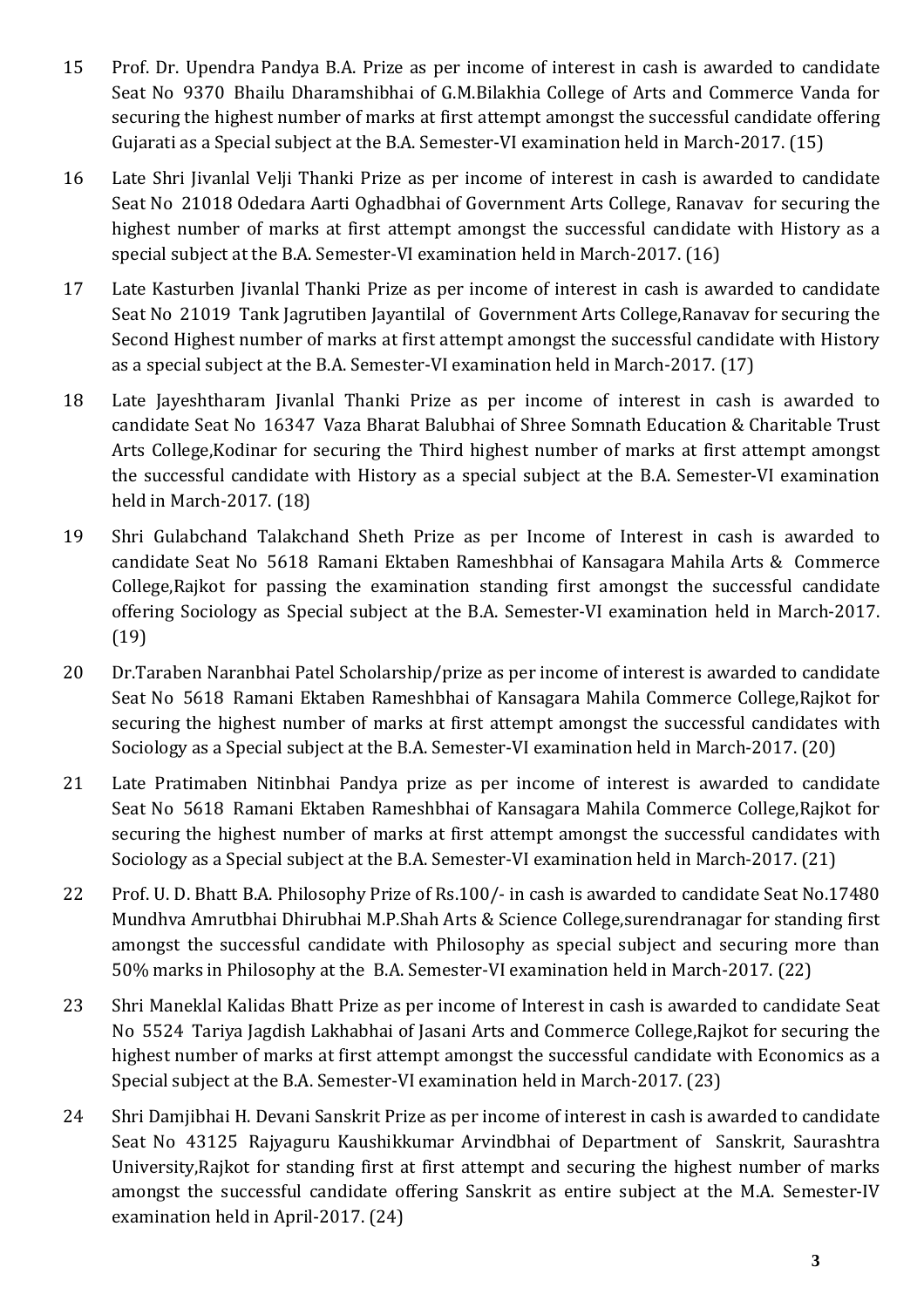15 Prof. Dr. Upendra Pandya B.A. Prize as per income of interest in cash is awarded to candidate Seat No 9370 Bhailu Dharamshibhai of G.M.Bilakhia College of Arts and Commerce Vanda for securing the highest number of marks at first attempt amongst the successful candidate offering Gujarati as a Special subject at the B.A. Semester-VI examination held in March-2017. (15)

16 Late Shri Jivanlal Velji Thanki Prize as per income of interest in cash is awarded to candidate Seat No 21018 Odedara Aarti Oghadbhai of Government Arts College, Ranavav for securing the highest number of marks at first attempt amongst the successful candidate with History as a special subject at the B.A. Semester-VI examination held in March-2017. (16)

17 Late Kasturben Jivanlal Thanki Prize as per income of interest in cash is awarded to candidate Seat No 21019 Tank Jagrutiben Jayantilal of Government Arts College,Ranavav for securing the Second Highest number of marks at first attempt amongst the successful candidate with History as a special subject at the B.A. Semester-VI examination held in March-2017. (17)

18 Late Jayeshtharam Jivanlal Thanki Prize as per income of interest in cash is awarded to candidate Seat No 16347 Vaza Bharat Balubhai of Shree Somnath Education & Charitable Trust Arts College,Kodinar for securing the Third highest number of marks at first attempt amongst the successful candidate with History as a special subject at the B.A. Semester-VI examination held in March-2017. (18)

19 Shri Gulabchand Talakchand Sheth Prize as per Income of Interest in cash is awarded to candidate Seat No 5618 Ramani Ektaben Rameshbhai of Kansagara Mahila Arts & Commerce College,Rajkot for passing the examination standing first amongst the successful candidate offering Sociology as Special subject at the B.A. Semester-VI examination held in March-2017. (19)

20 Dr.Taraben Naranbhai Patel Scholarship/prize as per income of interest is awarded to candidate Seat No 5618 Ramani Ektaben Rameshbhai of Kansagara Mahila Commerce College,Rajkot for securing the highest number of marks at first attempt amongst the successful candidates with Sociology as a Special subject at the B.A. Semester-VI examination held in March-2017. (20)

21 Late Pratimaben Nitinbhai Pandya prize as per income of interest is awarded to candidate Seat No 5618 Ramani Ektaben Rameshbhai of Kansagara Mahila Commerce College,Rajkot for securing the highest number of marks at first attempt amongst the successful candidates with Sociology as a Special subject at the B.A. Semester-VI examination held in March-2017. (21)

22 Prof. U. D. Bhatt B.A. Philosophy Prize of Rs.100/- in cash is awarded to candidate Seat No.17480 Mundhva Amrutbhai Dhirubhai M.P.Shah Arts & Science College,surendranagar for standing first amongst the successful candidate with Philosophy as special subject and securing more than 50% marks in Philosophy at the B.A. Semester-VI examination held in March-2017. (22)

23 Shri Maneklal Kalidas Bhatt Prize as per income of Interest in cash is awarded to candidate Seat No 5524 Tariya Jagdish Lakhabhai of Jasani Arts and Commerce College,Rajkot for securing the highest number of marks at first attempt amongst the successful candidate with Economics as a Special subject at the B.A. Semester-VI examination held in March-2017. (23)

24 Shri Damjibhai H. Devani Sanskrit Prize as per income of interest in cash is awarded to candidate Seat No 43125 Rajyaguru Kaushikkumar Arvindbhai of Department of Sanskrit, Saurashtra University,Rajkot for standing first at first attempt and securing the highest number of marks amongst the successful candidate offering Sanskrit as entire subject at the M.A. Semester-IV examination held in April-2017. (24)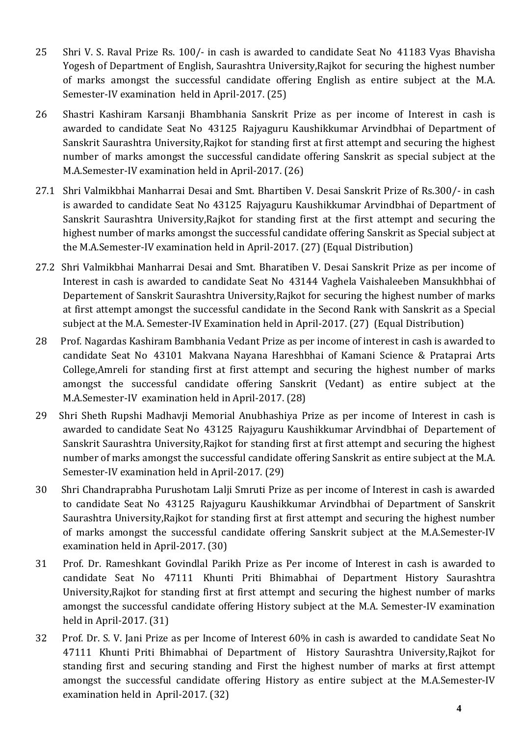25 Shri V. S. Raval Prize Rs. 100/- in cash is awarded to candidate Seat No 41183 Vyas Bhavisha Yogesh of Department of English, Saurashtra University,Rajkot for securing the highest number of marks amongst the successful candidate offering English as entire subject at the M.A. Semester-IV examination held in April-2017. (25)

26 Shastri Kashiram Karsanji Bhambhania Sanskrit Prize as per income of Interest in cash is awarded to candidate Seat No 43125 Rajyaguru Kaushikkumar Arvindbhai of Department of Sanskrit Saurashtra University,Rajkot for standing first at first attempt and securing the highest number of marks amongst the successful candidate offering Sanskrit as special subject at the M.A.Semester-IV examination held in April-2017. (26)

27.1 Shri Valmikbhai Manharrai Desai and Smt. Bhartiben V. Desai Sanskrit Prize of Rs.300/- in cash is awarded to candidate Seat No 43125 Rajyaguru Kaushikkumar Arvindbhai of Department of Sanskrit Saurashtra University,Rajkot for standing first at the first attempt and securing the highest number of marks amongst the successful candidate offering Sanskrit as Special subject at the M.A.Semester-IV examination held in April-2017. (27) (Equal Distribution)

27.2 Shri Valmikbhai Manharrai Desai and Smt. Bharatiben V. Desai Sanskrit Prize as per income of Interest in cash is awarded to candidate Seat No 43144 Vaghela Vaishaleeben Mansukhbhai of Departement of Sanskrit Saurashtra University,Rajkot for securing the highest number of marks at first attempt amongst the successful candidate in the Second Rank with Sanskrit as a Special subject at the M.A. Semester-IV Examination held in April-2017. (27) (Equal Distribution)

28 Prof. Nagardas Kashiram Bambhania Vedant Prize as per income of interest in cash is awarded to candidate Seat No 43101 Makvana Nayana Hareshbhai of Kamani Science & Prataprai Arts College,Amreli for standing first at first attempt and securing the highest number of marks amongst the successful candidate offering Sanskrit (Vedant) as entire subject at the M.A.Semester-IV examination held in April-2017. (28)

29 Shri Sheth Rupshi Madhavji Memorial Anubhashiya Prize as per income of Interest in cash is awarded to candidate Seat No 43125 Rajyaguru Kaushikkumar Arvindbhai of Departement of Sanskrit Saurashtra University,Rajkot for standing first at first attempt and securing the highest number of marks amongst the successful candidate offering Sanskrit as entire subject at the M.A. Semester-IV examination held in April-2017. (29)

30 Shri Chandraprabha Purushotam Lalji Smruti Prize as per income of Interest in cash is awarded to candidate Seat No 43125 Rajyaguru Kaushikkumar Arvindbhai of Department of Sanskrit Saurashtra University,Rajkot for standing first at first attempt and securing the highest number of marks amongst the successful candidate offering Sanskrit subject at the M.A.Semester-IV examination held in April-2017. (30)

31 Prof. Dr. Rameshkant Govindlal Parikh Prize as Per income of Interest in cash is awarded to candidate Seat No 47111 Khunti Priti Bhimabhai of Department History Saurashtra University,Rajkot for standing first at first attempt and securing the highest number of marks amongst the successful candidate offering History subject at the M.A. Semester-IV examination held in April-2017. (31)

32 Prof. Dr. S. V. Jani Prize as per Income of Interest 60% in cash is awarded to candidate Seat No 47111 Khunti Priti Bhimabhai of Department of History Saurashtra University,Rajkot for standing first and securing standing and First the highest number of marks at first attempt amongst the successful candidate offering History as entire subject at the M.A.Semester-IV examination held in April-2017. (32)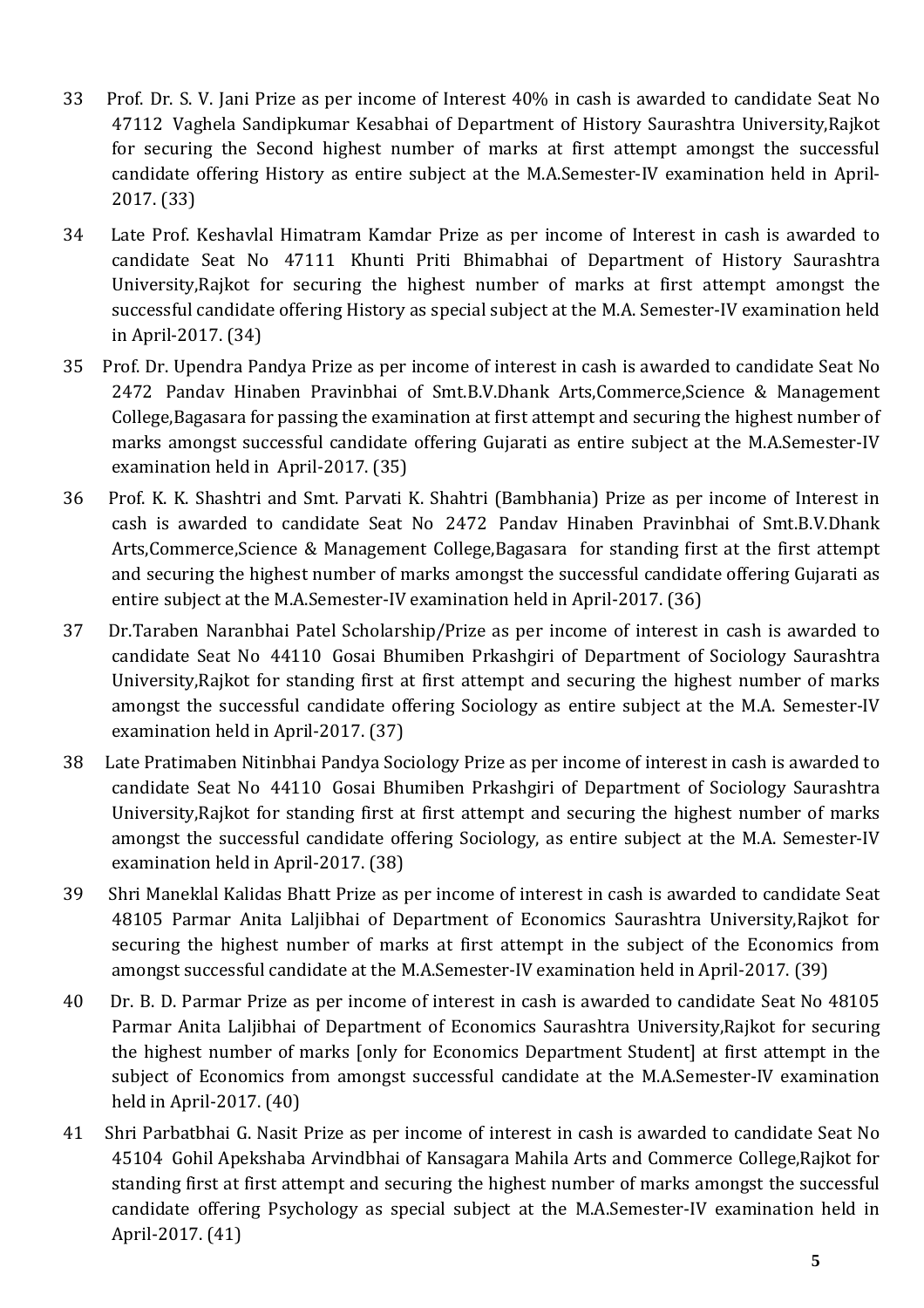33 Prof. Dr. S. V. Jani Prize as per income of Interest 40% in cash is awarded to candidate Seat No 47112 Vaghela Sandipkumar Kesabhai of Department of History Saurashtra University,Rajkot for securing the Second highest number of marks at first attempt amongst the successful candidate offering History as entire subject at the M.A.Semester-IV examination held in April-2017. (33)

34 Late Prof. Keshavlal Himatram Kamdar Prize as per income of Interest in cash is awarded to candidate Seat No 47111 Khunti Priti Bhimabhai of Department of History Saurashtra University,Rajkot for securing the highest number of marks at first attempt amongst the successful candidate offering History as special subject at the M.A. Semester-IV examination held in April-2017. (34)

35 Prof. Dr. Upendra Pandya Prize as per income of interest in cash is awarded to candidate Seat No 2472 Pandav Hinaben Pravinbhai of Smt.B.V.Dhank Arts,Commerce,Science & Management College,Bagasara for passing the examination at first attempt and securing the highest number of marks amongst successful candidate offering Gujarati as entire subject at the M.A.Semester-IV examination held in April-2017. (35)

36 Prof. K. K. Shashtri and Smt. Parvati K. Shahtri (Bambhania) Prize as per income of Interest in cash is awarded to candidate Seat No 2472 Pandav Hinaben Pravinbhai of Smt.B.V.Dhank Arts,Commerce,Science & Management College,Bagasara for standing first at the first attempt and securing the highest number of marks amongst the successful candidate offering Gujarati as entire subject at the M.A.Semester-IV examination held in April-2017. (36)

37 Dr.Taraben Naranbhai Patel Scholarship/Prize as per income of interest in cash is awarded to candidate Seat No 44110 Gosai Bhumiben Prkashgiri of Department of Sociology Saurashtra University,Rajkot for standing first at first attempt and securing the highest number of marks amongst the successful candidate offering Sociology as entire subject at the M.A. Semester-IV examination held in April-2017. (37)

38 Late Pratimaben Nitinbhai Pandya Sociology Prize as per income of interest in cash is awarded to candidate Seat No 44110 Gosai Bhumiben Prkashgiri of Department of Sociology Saurashtra University,Rajkot for standing first at first attempt and securing the highest number of marks amongst the successful candidate offering Sociology, as entire subject at the M.A. Semester-IV examination held in April-2017. (38)

39 Shri Maneklal Kalidas Bhatt Prize as per income of interest in cash is awarded to candidate Seat 48105 Parmar Anita Laljibhai of Department of Economics Saurashtra University,Rajkot for securing the highest number of marks at first attempt in the subject of the Economics from amongst successful candidate at the M.A.Semester-IV examination held in April-2017. (39)

40 Dr. B. D. Parmar Prize as per income of interest in cash is awarded to candidate Seat No 48105 Parmar Anita Laljibhai of Department of Economics Saurashtra University,Rajkot for securing the highest number of marks [only for Economics Department Student] at first attempt in the subject of Economics from amongst successful candidate at the M.A.Semester-IV examination held in April-2017. (40)

41 Shri Parbatbhai G. Nasit Prize as per income of interest in cash is awarded to candidate Seat No 45104 Gohil Apekshaba Arvindbhai of Kansagara Mahila Arts and Commerce College,Rajkot for standing first at first attempt and securing the highest number of marks amongst the successful candidate offering Psychology as special subject at the M.A.Semester-IV examination held in April-2017. (41)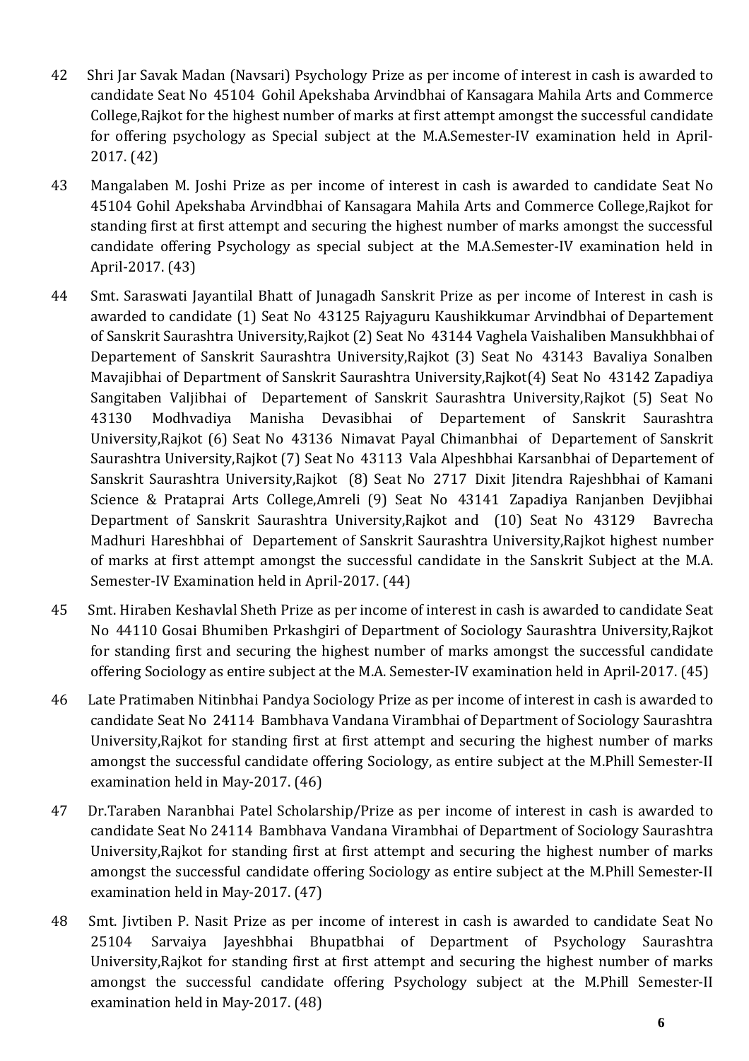42 Shri Jar Savak Madan (Navsari) Psychology Prize as per income of interest in cash is awarded to candidate Seat No 45104 Gohil Apekshaba Arvindbhai of Kansagara Mahila Arts and Commerce College,Rajkot for the highest number of marks at first attempt amongst the successful candidate for offering psychology as Special subject at the M.A.Semester-IV examination held in April-2017. (42)

43 Mangalaben M. Joshi Prize as per income of interest in cash is awarded to candidate Seat No 45104 Gohil Apekshaba Arvindbhai of Kansagara Mahila Arts and Commerce College,Rajkot for standing first at first attempt and securing the highest number of marks amongst the successful candidate offering Psychology as special subject at the M.A.Semester-IV examination held in April-2017. (43)

44 Smt. Saraswati Jayantilal Bhatt of Junagadh Sanskrit Prize as per income of Interest in cash is awarded to candidate (1) Seat No 43125 Rajyaguru Kaushikkumar Arvindbhai of Departement of Sanskrit Saurashtra University,Rajkot (2) Seat No 43144 Vaghela Vaishaliben Mansukhbhai of Departement of Sanskrit Saurashtra University,Rajkot (3) Seat No 43143 Bavaliya Sonalben Mavajibhai of Department of Sanskrit Saurashtra University,Rajkot(4) Seat No 43142 Zapadiya Sangitaben Valjibhai of Departement of Sanskrit Saurashtra University,Rajkot (5) Seat No 43130 Modhvadiya Manisha Devasibhai of Departement of Sanskrit Saurashtra University,Rajkot (6) Seat No 43136 Nimavat Payal Chimanbhai of Departement of Sanskrit Saurashtra University,Rajkot (7) Seat No 43113 Vala Alpeshbhai Karsanbhai of Departement of Sanskrit Saurashtra University,Rajkot (8) Seat No 2717 Dixit Jitendra Rajeshbhai of Kamani Science & Prataprai Arts College,Amreli (9) Seat No 43141 Zapadiya Ranjanben Devjibhai Department of Sanskrit Saurashtra University,Rajkot and (10) Seat No 43129 Bavrecha Madhuri Hareshbhai of Departement of Sanskrit Saurashtra University,Rajkot highest number of marks at first attempt amongst the successful candidate in the Sanskrit Subject at the M.A. Semester-IV Examination held in April-2017. (44)

45 Smt. Hiraben Keshavlal Sheth Prize as per income of interest in cash is awarded to candidate Seat No 44110 Gosai Bhumiben Prkashgiri of Department of Sociology Saurashtra University,Rajkot for standing first and securing the highest number of marks amongst the successful candidate offering Sociology as entire subject at the M.A. Semester-IV examination held in April-2017. (45)

46 Late Pratimaben Nitinbhai Pandya Sociology Prize as per income of interest in cash is awarded to candidate Seat No 24114 Bambhava Vandana Virambhai of Department of Sociology Saurashtra University,Rajkot for standing first at first attempt and securing the highest number of marks amongst the successful candidate offering Sociology, as entire subject at the M.Phill Semester-II examination held in May-2017. (46)

47 Dr.Taraben Naranbhai Patel Scholarship/Prize as per income of interest in cash is awarded to candidate Seat No 24114 Bambhava Vandana Virambhai of Department of Sociology Saurashtra University,Rajkot for standing first at first attempt and securing the highest number of marks amongst the successful candidate offering Sociology as entire subject at the M.Phill Semester-II examination held in May-2017. (47)

48 Smt. Jivtiben P. Nasit Prize as per income of interest in cash is awarded to candidate Seat No 25104 Sarvaiya Jayeshbhai Bhupatbhai of Department of Psychology Saurashtra University,Rajkot for standing first at first attempt and securing the highest number of marks amongst the successful candidate offering Psychology subject at the M.Phill Semester-II examination held in May-2017. (48)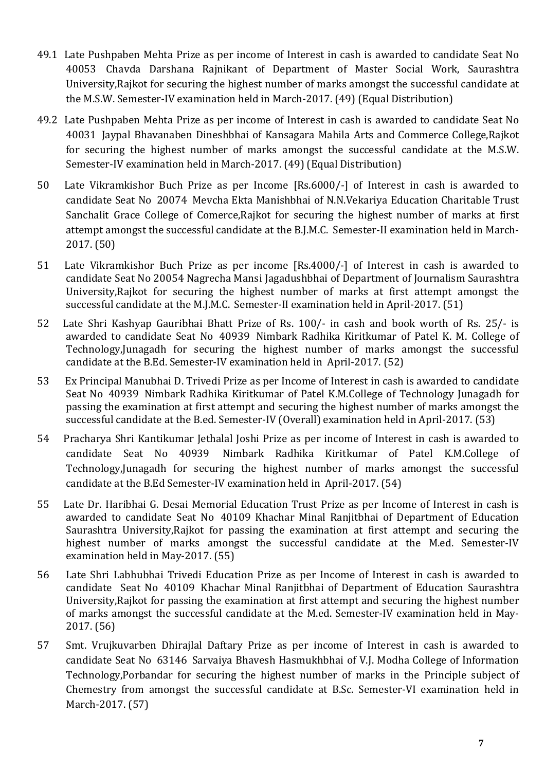49.1 Late Pushpaben Mehta Prize as per income of Interest in cash is awarded to candidate Seat No 40053 Chavda Darshana Rajnikant of Department of Master Social Work, Saurashtra University,Rajkot for securing the highest number of marks amongst the successful candidate at the M.S.W. Semester-IV examination held in March-2017. (49) (Equal Distribution)

49.2 Late Pushpaben Mehta Prize as per income of Interest in cash is awarded to candidate Seat No 40031 Jaypal Bhavanaben Dineshbhai of Kansagara Mahila Arts and Commerce College,Rajkot for securing the highest number of marks amongst the successful candidate at the M.S.W. Semester-IV examination held in March-2017. (49) (Equal Distribution)

50 Late Vikramkishor Buch Prize as per Income [Rs.6000/-] of Interest in cash is awarded to candidate Seat No 20074 Mevcha Ekta Manishbhai of N.N.Vekariya Education Charitable Trust Sanchalit Grace College of Comerce,Rajkot for securing the highest number of marks at first attempt amongst the successful candidate at the B.J.M.C. Semester-II examination held in March-2017. (50)

51 Late Vikramkishor Buch Prize as per income [Rs.4000/-] of Interest in cash is awarded to candidate Seat No 20054 Nagrecha Mansi Jagadushbhai of Department of Journalism Saurashtra University,Rajkot for securing the highest number of marks at first attempt amongst the successful candidate at the M.J.M.C. Semester-II examination held in April-2017. (51)

52 Late Shri Kashyap Gauribhai Bhatt Prize of Rs. 100/- in cash and book worth of Rs. 25/- is awarded to candidate Seat No 40939 Nimbark Radhika Kiritkumar of Patel K. M. College of Technology,Junagadh for securing the highest number of marks amongst the successful candidate at the B.Ed. Semester-IV examination held in April-2017. (52)

53 Ex Principal Manubhai D. Trivedi Prize as per Income of Interest in cash is awarded to candidate Seat No 40939 Nimbark Radhika Kiritkumar of Patel K.M.College of Technology Junagadh for passing the examination at first attempt and securing the highest number of marks amongst the successful candidate at the B.ed. Semester-IV (Overall) examination held in April-2017. (53)

54 Pracharya Shri Kantikumar Jethalal Joshi Prize as per income of Interest in cash is awarded to candidate Seat No 40939 Nimbark Radhika Kiritkumar of Patel K.M.College of Technology,Junagadh for securing the highest number of marks amongst the successful candidate at the B.Ed Semester-IV examination held in April-2017. (54)

55 Late Dr. Haribhai G. Desai Memorial Education Trust Prize as per Income of Interest in cash is awarded to candidate Seat No 40109 Khachar Minal Ranjitbhai of Department of Education Saurashtra University,Rajkot for passing the examination at first attempt and securing the highest number of marks amongst the successful candidate at the M.ed. Semester-IV examination held in May-2017. (55)

56 Late Shri Labhubhai Trivedi Education Prize as per Income of Interest in cash is awarded to candidate Seat No 40109 Khachar Minal Ranjitbhai of Department of Education Saurashtra University,Rajkot for passing the examination at first attempt and securing the highest number of marks amongst the successful candidate at the M.ed. Semester-IV examination held in May-2017. (56)

57 Smt. Vrujkuvarben Dhirajlal Daftary Prize as per income of Interest in cash is awarded to candidate Seat No 63146 Sarvaiya Bhavesh Hasmukhbhai of V.J. Modha College of Information Technology,Porbandar for securing the highest number of marks in the Principle subject of Chemestry from amongst the successful candidate at B.Sc. Semester-VI examination held in March-2017. (57)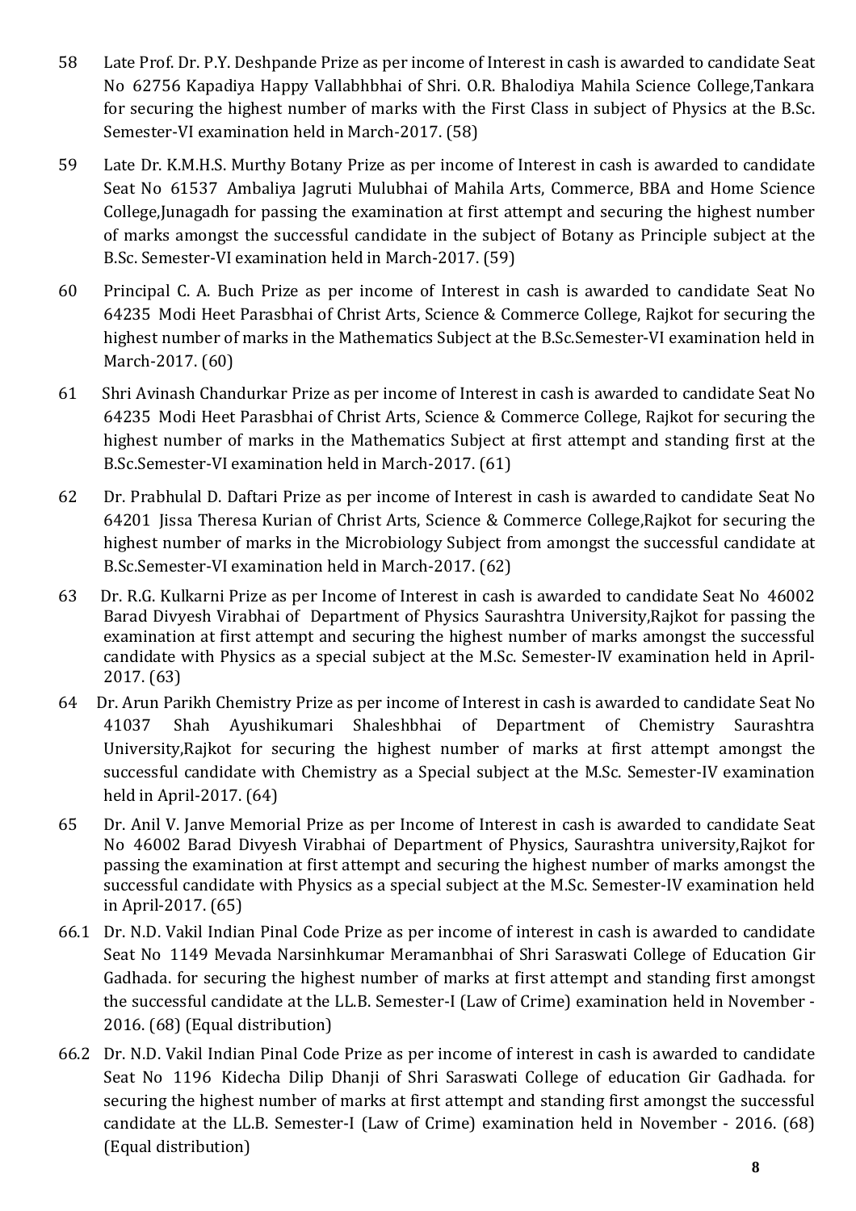58 Late Prof. Dr. P.Y. Deshpande Prize as per income of Interest in cash is awarded to candidate Seat No 62756 Kapadiya Happy Vallabhbhai of Shri. O.R. Bhalodiya Mahila Science College,Tankara for securing the highest number of marks with the First Class in subject of Physics at the B.Sc. Semester-VI examination held in March-2017. (58)

59 Late Dr. K.M.H.S. Murthy Botany Prize as per income of Interest in cash is awarded to candidate Seat No 61537 Ambaliya Jagruti Mulubhai of Mahila Arts, Commerce, BBA and Home Science College,Junagadh for passing the examination at first attempt and securing the highest number of marks amongst the successful candidate in the subject of Botany as Principle subject at the B.Sc. Semester-VI examination held in March-2017. (59)

60 Principal C. A. Buch Prize as per income of Interest in cash is awarded to candidate Seat No 64235 Modi Heet Parasbhai of Christ Arts, Science & Commerce College, Rajkot for securing the highest number of marks in the Mathematics Subject at the B.Sc.Semester-VI examination held in March-2017. (60)

61 Shri Avinash Chandurkar Prize as per income of Interest in cash is awarded to candidate Seat No 64235 Modi Heet Parasbhai of Christ Arts, Science & Commerce College, Rajkot for securing the highest number of marks in the Mathematics Subject at first attempt and standing first at the B.Sc.Semester-VI examination held in March-2017. (61)

62 Dr. Prabhulal D. Daftari Prize as per income of Interest in cash is awarded to candidate Seat No 64201 Jissa Theresa Kurian of Christ Arts, Science & Commerce College,Rajkot for securing the highest number of marks in the Microbiology Subject from amongst the successful candidate at B.Sc.Semester-VI examination held in March-2017. (62)

63 Dr. R.G. Kulkarni Prize as per Income of Interest in cash is awarded to candidate Seat No 46002 Barad Divyesh Virabhai of Department of Physics Saurashtra University,Rajkot for passing the examination at first attempt and securing the highest number of marks amongst the successful candidate with Physics as a special subject at the M.Sc. Semester-IV examination held in April-2017. (63)

64 Dr. Arun Parikh Chemistry Prize as per income of Interest in cash is awarded to candidate Seat No 41037 Shah Ayushikumari Shaleshbhai of Department of Chemistry Saurashtra University,Rajkot for securing the highest number of marks at first attempt amongst the successful candidate with Chemistry as a Special subject at the M.Sc. Semester-IV examination held in April-2017. (64)

65 Dr. Anil V. Janve Memorial Prize as per Income of Interest in cash is awarded to candidate Seat No 46002 Barad Divyesh Virabhai of Department of Physics, Saurashtra university,Rajkot for passing the examination at first attempt and securing the highest number of marks amongst the successful candidate with Physics as a special subject at the M.Sc. Semester-IV examination held in April-2017. (65)

66.1 Dr. N.D. Vakil Indian Pinal Code Prize as per income of interest in cash is awarded to candidate Seat No 1149 Mevada Narsinhkumar Meramanbhai of Shri Saraswati College of Education Gir Gadhada. for securing the highest number of marks at first attempt and standing first amongst the successful candidate at the LL.B. Semester-I (Law of Crime) examination held in November - 2016. (68) (Equal distribution)

66.2 Dr. N.D. Vakil Indian Pinal Code Prize as per income of interest in cash is awarded to candidate Seat No 1196 Kidecha Dilip Dhanji of Shri Saraswati College of education Gir Gadhada. for securing the highest number of marks at first attempt and standing first amongst the successful candidate at the LL.B. Semester-I (Law of Crime) examination held in November - 2016. (68) (Equal distribution)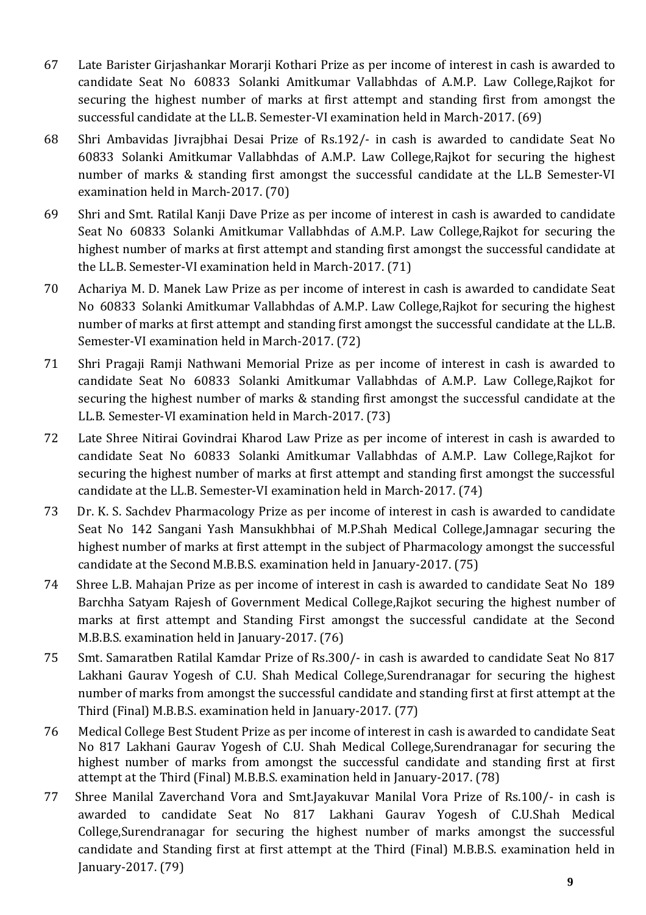67 Late Barister Girjashankar Morarji Kothari Prize as per income of interest in cash is awarded to candidate Seat No 60833 Solanki Amitkumar Vallabhdas of A.M.P. Law College,Rajkot for securing the highest number of marks at first attempt and standing first from amongst the successful candidate at the LL.B. Semester-VI examination held in March-2017. (69)

68 Shri Ambavidas Jivrajbhai Desai Prize of Rs.192/- in cash is awarded to candidate Seat No 60833 Solanki Amitkumar Vallabhdas of A.M.P. Law College,Rajkot for securing the highest number of marks & standing first amongst the successful candidate at the LL.B Semester-VI examination held in March-2017. (70)

69 Shri and Smt. Ratilal Kanji Dave Prize as per income of interest in cash is awarded to candidate Seat No 60833 Solanki Amitkumar Vallabhdas of A.M.P. Law College,Rajkot for securing the highest number of marks at first attempt and standing first amongst the successful candidate at the LL.B. Semester-VI examination held in March-2017. (71)

70 Achariya M. D. Manek Law Prize as per income of interest in cash is awarded to candidate Seat No 60833 Solanki Amitkumar Vallabhdas of A.M.P. Law College,Rajkot for securing the highest number of marks at first attempt and standing first amongst the successful candidate at the LL.B. Semester-VI examination held in March-2017. (72)

71 Shri Pragaji Ramji Nathwani Memorial Prize as per income of interest in cash is awarded to candidate Seat No 60833 Solanki Amitkumar Vallabhdas of A.M.P. Law College,Rajkot for securing the highest number of marks & standing first amongst the successful candidate at the LL.B. Semester-VI examination held in March-2017. (73)

72 Late Shree Nitirai Govindrai Kharod Law Prize as per income of interest in cash is awarded to candidate Seat No 60833 Solanki Amitkumar Vallabhdas of A.M.P. Law College,Rajkot for securing the highest number of marks at first attempt and standing first amongst the successful candidate at the LL.B. Semester-VI examination held in March-2017. (74)

73 Dr. K. S. Sachdev Pharmacology Prize as per income of interest in cash is awarded to candidate Seat No 142 Sangani Yash Mansukhbhai of M.P.Shah Medical College,Jamnagar securing the highest number of marks at first attempt in the subject of Pharmacology amongst the successful candidate at the Second M.B.B.S. examination held in January-2017. (75)

74 Shree L.B. Mahajan Prize as per income of interest in cash is awarded to candidate Seat No 189 Barchha Satyam Rajesh of Government Medical College,Rajkot securing the highest number of marks at first attempt and Standing First amongst the successful candidate at the Second M.B.B.S. examination held in January-2017. (76)

75 Smt. Samaratben Ratilal Kamdar Prize of Rs.300/- in cash is awarded to candidate Seat No 817 Lakhani Gaurav Yogesh of C.U. Shah Medical College,Surendranagar for securing the highest number of marks from amongst the successful candidate and standing first at first attempt at the Third (Final) M.B.B.S. examination held in January-2017. (77)

76 Medical College Best Student Prize as per income of interest in cash is awarded to candidate Seat No 817 Lakhani Gaurav Yogesh of C.U. Shah Medical College,Surendranagar for securing the highest number of marks from amongst the successful candidate and standing first at first attempt at the Third (Final) M.B.B.S. examination held in January-2017. (78)

77 Shree Manilal Zaverchand Vora and Smt.Jayakuvar Manilal Vora Prize of Rs.100/- in cash is awarded to candidate Seat No 817 Lakhani Gaurav Yogesh of C.U.Shah Medical College,Surendranagar for securing the highest number of marks amongst the successful candidate and Standing first at first attempt at the Third (Final) M.B.B.S. examination held in January-2017. (79)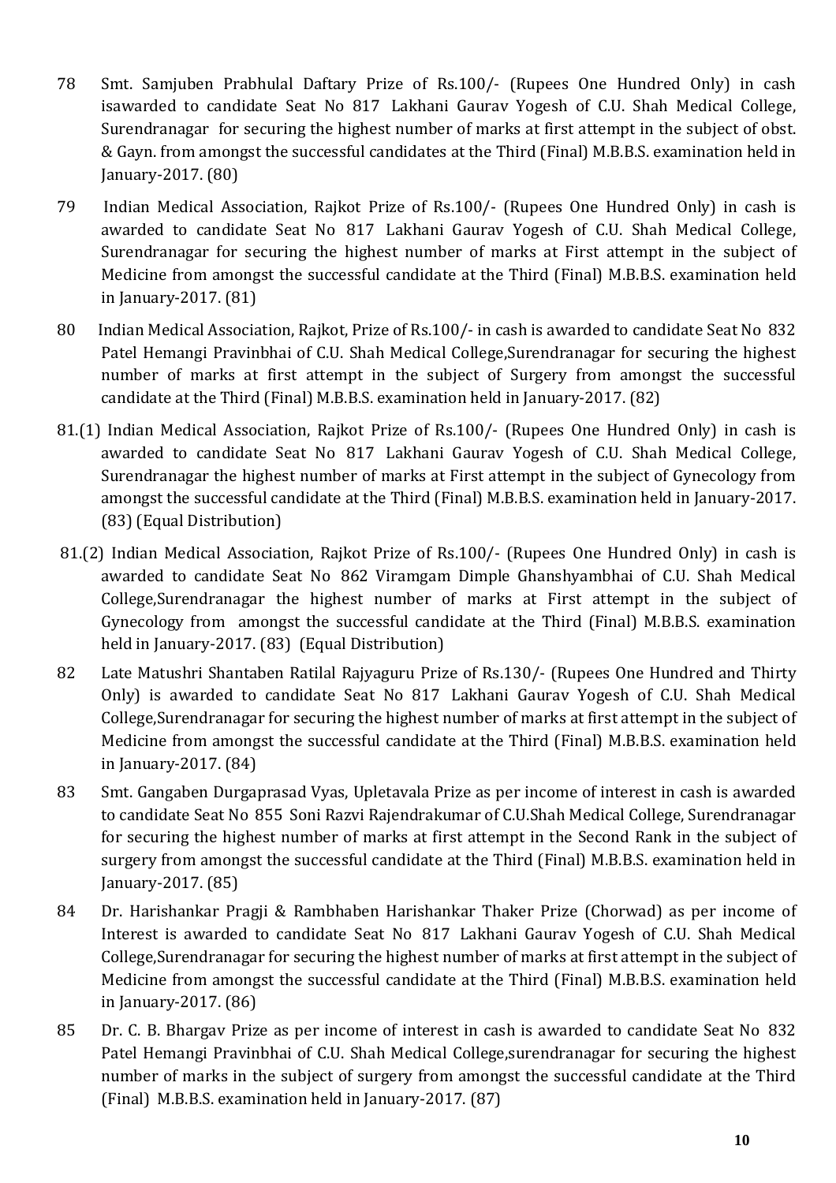78 Smt. Samjuben Prabhulal Daftary Prize of Rs.100/- (Rupees One Hundred Only) in cash isawarded to candidate Seat No 817 Lakhani Gaurav Yogesh of C.U. Shah Medical College, Surendranagar for securing the highest number of marks at first attempt in the subject of obst. & Gayn. from amongst the successful candidates at the Third (Final) M.B.B.S. examination held in January-2017. (80)

79 Indian Medical Association, Rajkot Prize of Rs.100/- (Rupees One Hundred Only) in cash is awarded to candidate Seat No 817 Lakhani Gaurav Yogesh of C.U. Shah Medical College, Surendranagar for securing the highest number of marks at First attempt in the subject of Medicine from amongst the successful candidate at the Third (Final) M.B.B.S. examination held in January-2017. (81)

80 Indian Medical Association, Rajkot, Prize of Rs.100/- in cash is awarded to candidate Seat No 832 Patel Hemangi Pravinbhai of C.U. Shah Medical College,Surendranagar for securing the highest number of marks at first attempt in the subject of Surgery from amongst the successful candidate at the Third (Final) M.B.B.S. examination held in January-2017. (82)

81.(1) Indian Medical Association, Rajkot Prize of Rs.100/- (Rupees One Hundred Only) in cash is awarded to candidate Seat No 817 Lakhani Gaurav Yogesh of C.U. Shah Medical College, Surendranagar the highest number of marks at First attempt in the subject of Gynecology from amongst the successful candidate at the Third (Final) M.B.B.S. examination held in January-2017. (83) (Equal Distribution)

81.(2) Indian Medical Association, Rajkot Prize of Rs.100/- (Rupees One Hundred Only) in cash is awarded to candidate Seat No 862 Viramgam Dimple Ghanshyambhai of C.U. Shah Medical College,Surendranagar the highest number of marks at First attempt in the subject of Gynecology from amongst the successful candidate at the Third (Final) M.B.B.S. examination held in January-2017. (83) (Equal Distribution)

82 Late Matushri Shantaben Ratilal Rajyaguru Prize of Rs.130/- (Rupees One Hundred and Thirty Only) is awarded to candidate Seat No 817 Lakhani Gaurav Yogesh of C.U. Shah Medical College,Surendranagar for securing the highest number of marks at first attempt in the subject of Medicine from amongst the successful candidate at the Third (Final) M.B.B.S. examination held in January-2017. (84)

83 Smt. Gangaben Durgaprasad Vyas, Upletavala Prize as per income of interest in cash is awarded to candidate Seat No 855 Soni Razvi Rajendrakumar of C.U.Shah Medical College, Surendranagar for securing the highest number of marks at first attempt in the Second Rank in the subject of surgery from amongst the successful candidate at the Third (Final) M.B.B.S. examination held in January-2017. (85)

84 Dr. Harishankar Pragji & Rambhaben Harishankar Thaker Prize (Chorwad) as per income of Interest is awarded to candidate Seat No 817 Lakhani Gaurav Yogesh of C.U. Shah Medical College,Surendranagar for securing the highest number of marks at first attempt in the subject of Medicine from amongst the successful candidate at the Third (Final) M.B.B.S. examination held in January-2017. (86)

85 Dr. C. B. Bhargav Prize as per income of interest in cash is awarded to candidate Seat No 832 Patel Hemangi Pravinbhai of C.U. Shah Medical College,surendranagar for securing the highest number of marks in the subject of surgery from amongst the successful candidate at the Third (Final) M.B.B.S. examination held in January-2017. (87)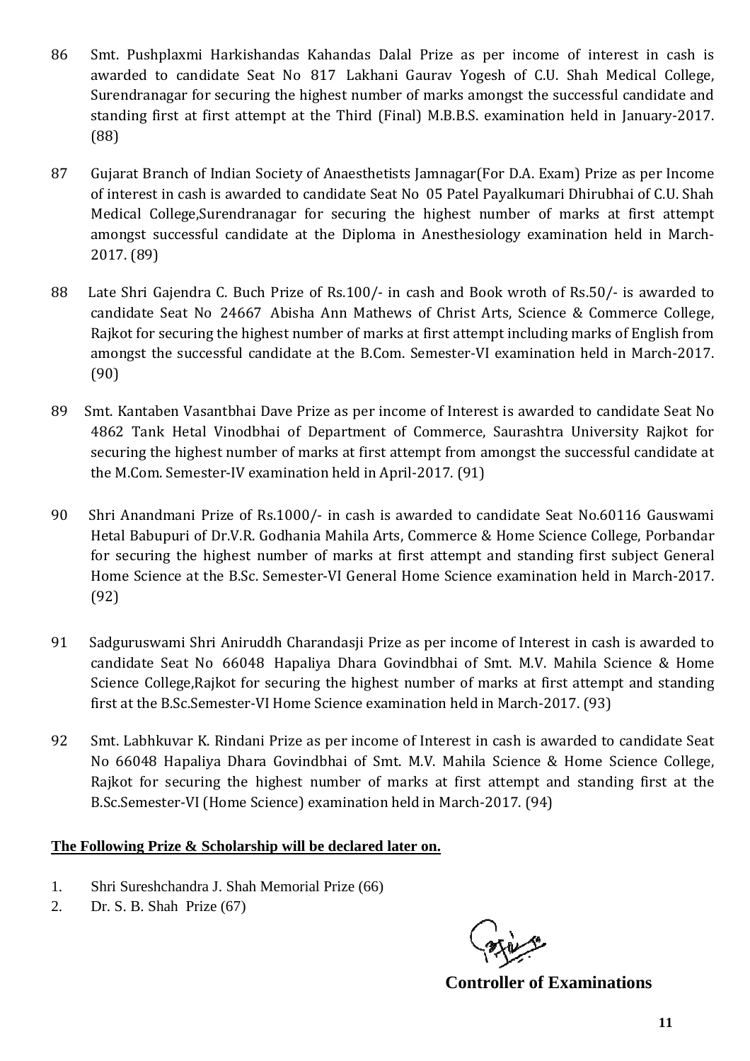86 Smt. Pushplaxmi Harkishandas Kahandas Dalal Prize as per income of interest in cash is awarded to candidate Seat No 817 Lakhani Gaurav Yogesh of C.U. Shah Medical College, Surendranagar for securing the highest number of marks amongst the successful candidate and standing first at first attempt at the Third (Final) M.B.B.S. examination held in January-2017. (88)

87 Gujarat Branch of Indian Society of Anaesthetists Jamnagar(For D.A. Exam) Prize as per Income of interest in cash is awarded to candidate Seat No 05 Patel Payalkumari Dhirubhai of C.U. Shah Medical College,Surendranagar for securing the highest number of marks at first attempt amongst successful candidate at the Diploma in Anesthesiology examination held in March-2017. (89)

88 Late Shri Gajendra C. Buch Prize of Rs.100/- in cash and Book wroth of Rs.50/- is awarded to candidate Seat No 24667 Abisha Ann Mathews of Christ Arts, Science & Commerce College, Rajkot for securing the highest number of marks at first attempt including marks of English from amongst the successful candidate at the B.Com. Semester-VI examination held in March-2017. (90)

89 Smt. Kantaben Vasantbhai Dave Prize as per income of Interest is awarded to candidate Seat No 4862 Tank Hetal Vinodbhai of Department of Commerce, Saurashtra University Rajkot for securing the highest number of marks at first attempt from amongst the successful candidate at the M.Com. Semester-IV examination held in April-2017. (91)

90 Shri Anandmani Prize of Rs.1000/- in cash is awarded to candidate Seat No.60116 Gauswami Hetal Babupuri of Dr.V.R. Godhania Mahila Arts, Commerce & Home Science College, Porbandar for securing the highest number of marks at first attempt and standing first subject General Home Science at the B.Sc. Semester-VI General Home Science examination held in March-2017. (92)

91 Sadguruswami Shri Aniruddh Charandasji Prize as per income of Interest in cash is awarded to candidate Seat No 66048 Hapaliya Dhara Govindbhai of Smt. M.V. Mahila Science & Home Science College,Rajkot for securing the highest number of marks at first attempt and standing first at the B.Sc.Semester-VI Home Science examination held in March-2017. (93)

92 Smt. Labhkuvar K. Rindani Prize as per income of Interest in cash is awarded to candidate Seat No 66048 Hapaliya Dhara Govindbhai of Smt. M.V. Mahila Science & Home Science College, Rajkot for securing the highest number of marks at first attempt and standing first at the B.Sc.Semester-VI (Home Science) examination held in March-2017. (94)

**The Following Prize & Scholarship will be declared later on.**

1. Shri Sureshchandra J. Shah Memorial Prize (66)
2. Dr. S. B. Shah Prize (67)

**Controller of Examinations**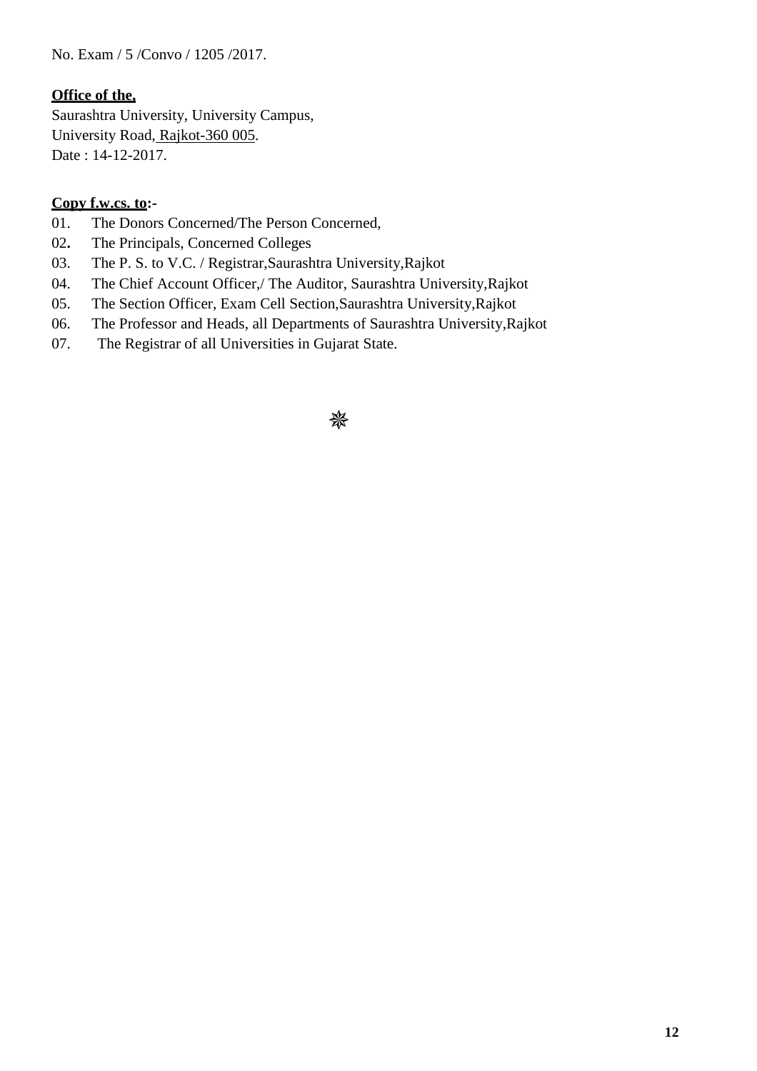No. Exam / 5 /Convo / 1205 /2017.

**Office of the,**

Saurashtra University, University Campus,
University Road, Rajkot-360 005.
Date : 14-12-2017.

**Copy f.w.cs. to:-**

01. The Donors Concerned/The Person Concerned,
02. The Principals, Concerned Colleges
03. The P. S. to V.C. / Registrar,Saurashtra University,Rajkot
04. The Chief Account Officer,/ The Auditor, Saurashtra University,Rajkot
05. The Section Officer, Exam Cell Section,Saurashtra University,Rajkot
06. The Professor and Heads, all Departments of Saurashtra University,Rajkot
07. The Registrar of all Universities in Gujarat State.

✵